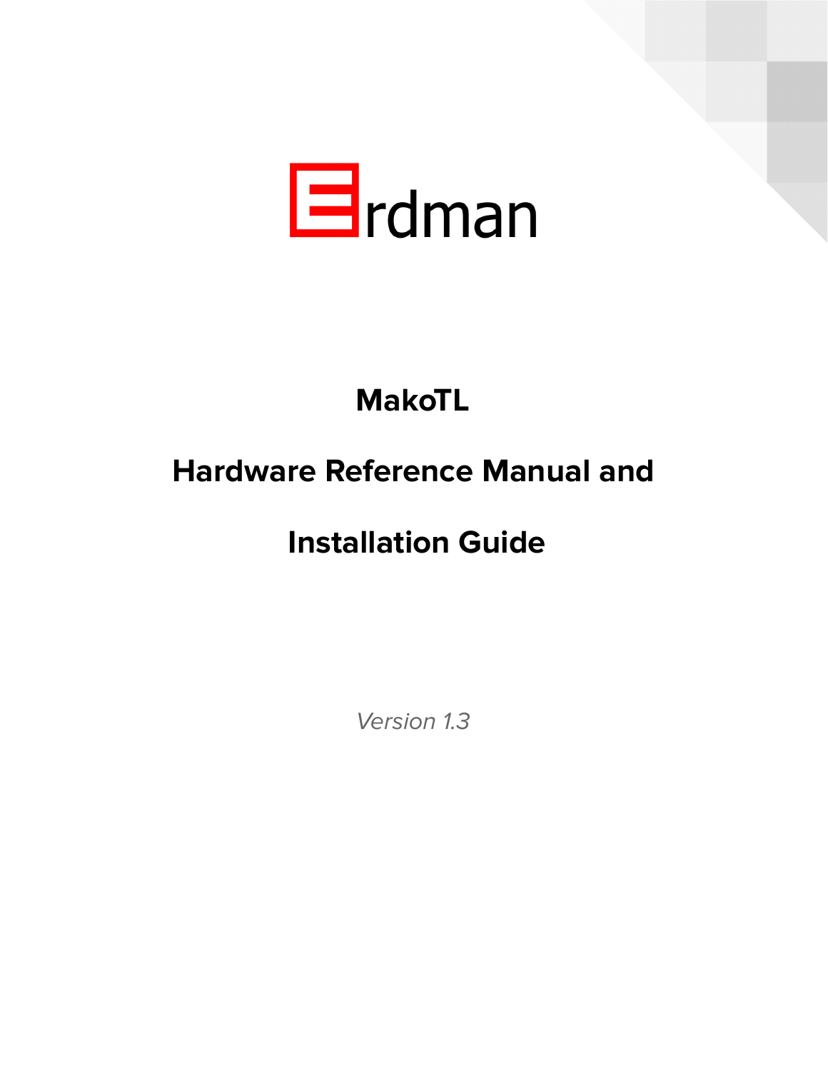Erdman

# MakoTL

# Hardware Reference Manual and

# Installation Guide

*Version 1.3*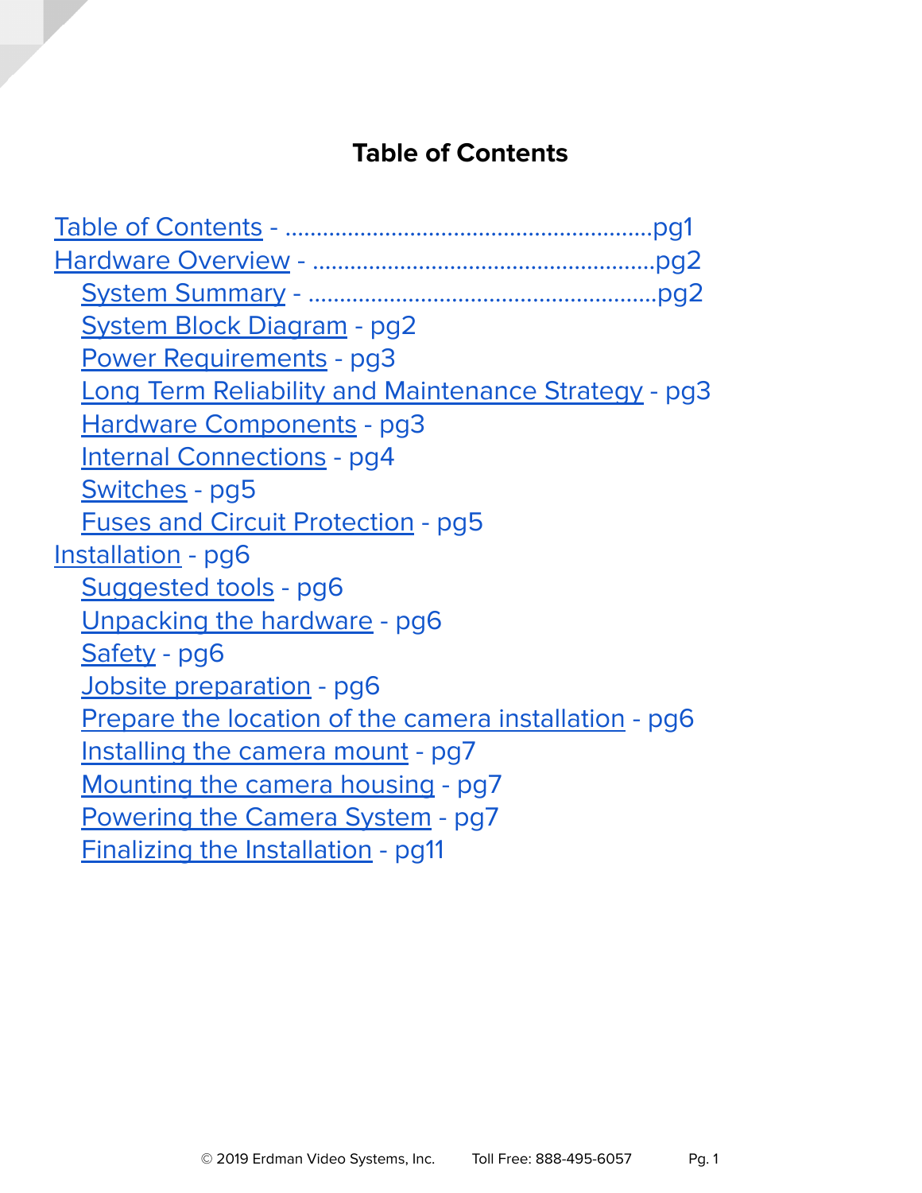# Table of Contents

Table of Contents - ..........................................................pg1
Hardware Overview - ......................................................pg2
- System Summary - .......................................................pg2
- System Block Diagram - pg2
- Power Requirements - pg3
- Long Term Reliability and Maintenance Strategy - pg3
- Hardware Components - pg3
- Internal Connections - pg4
- Switches - pg5
- Fuses and Circuit Protection - pg5

Installation - pg6
- Suggested tools - pg6
- Unpacking the hardware - pg6
- Safety - pg6
- Jobsite preparation - pg6
- Prepare the location of the camera installation - pg6
- Installing the camera mount - pg7
- Mounting the camera housing - pg7
- Powering the Camera System - pg7
- Finalizing the Installation - pg11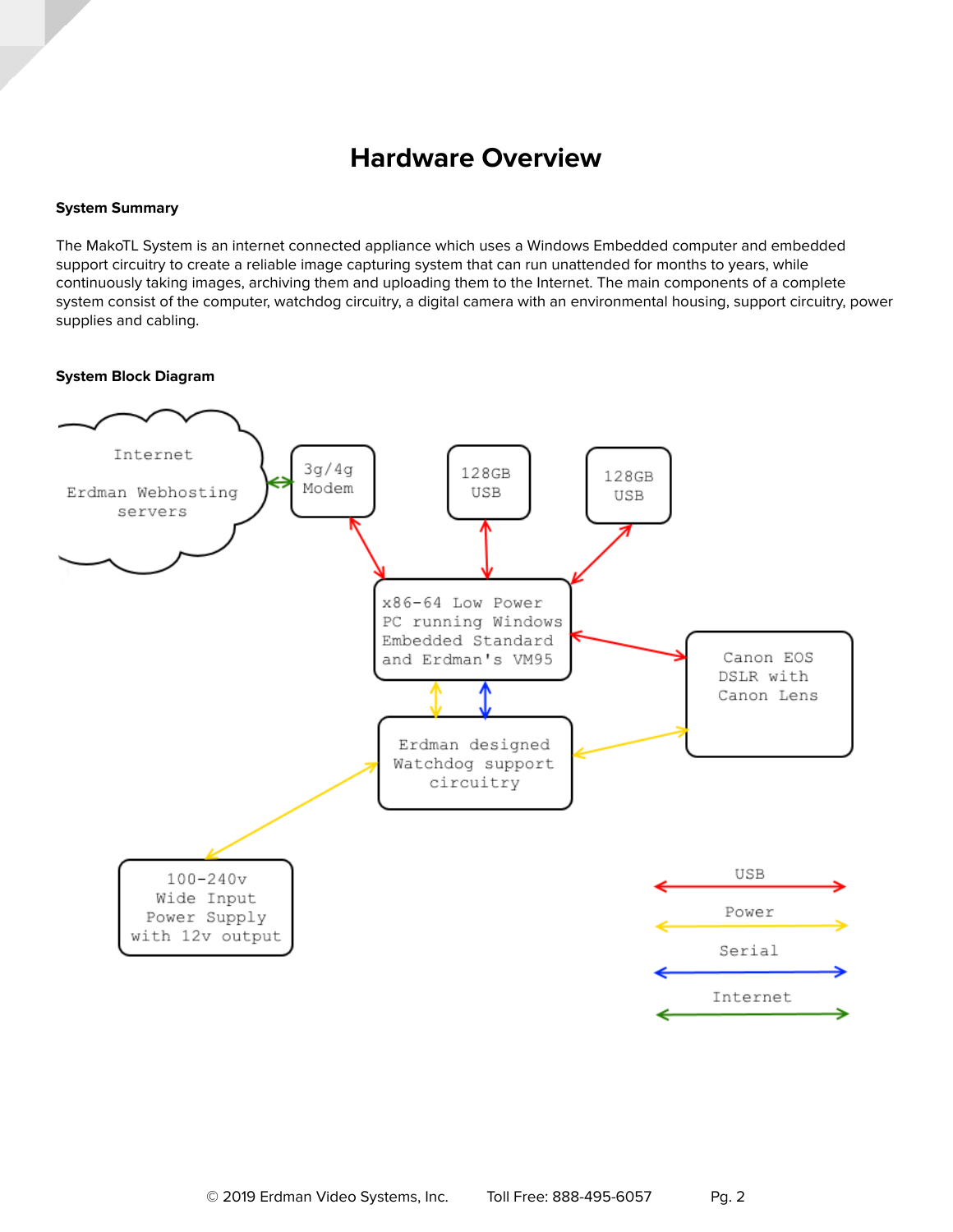# Hardware Overview

**System Summary**

The MakoTL System is an internet connected appliance which uses a Windows Embedded computer and embedded support circuitry to create a reliable image capturing system that can run unattended for months to years, while continuously taking images, archiving them and uploading them to the Internet. The main components of a complete system consist of the computer, watchdog circuitry, a digital camera with an environmental housing, support circuitry, power supplies and cabling.

**System Block Diagram**

Internet

Erdman Webhosting servers

3g/4g Modem

128GB USB

128GB USB

x86-64 Low Power PC running Windows Embedded Standard and Erdman's VM95

Canon EOS DSLR with Canon Lens

Erdman designed Watchdog support circuitry

100-240v Wide Input Power Supply with 12v output

USB

Power

Serial

Internet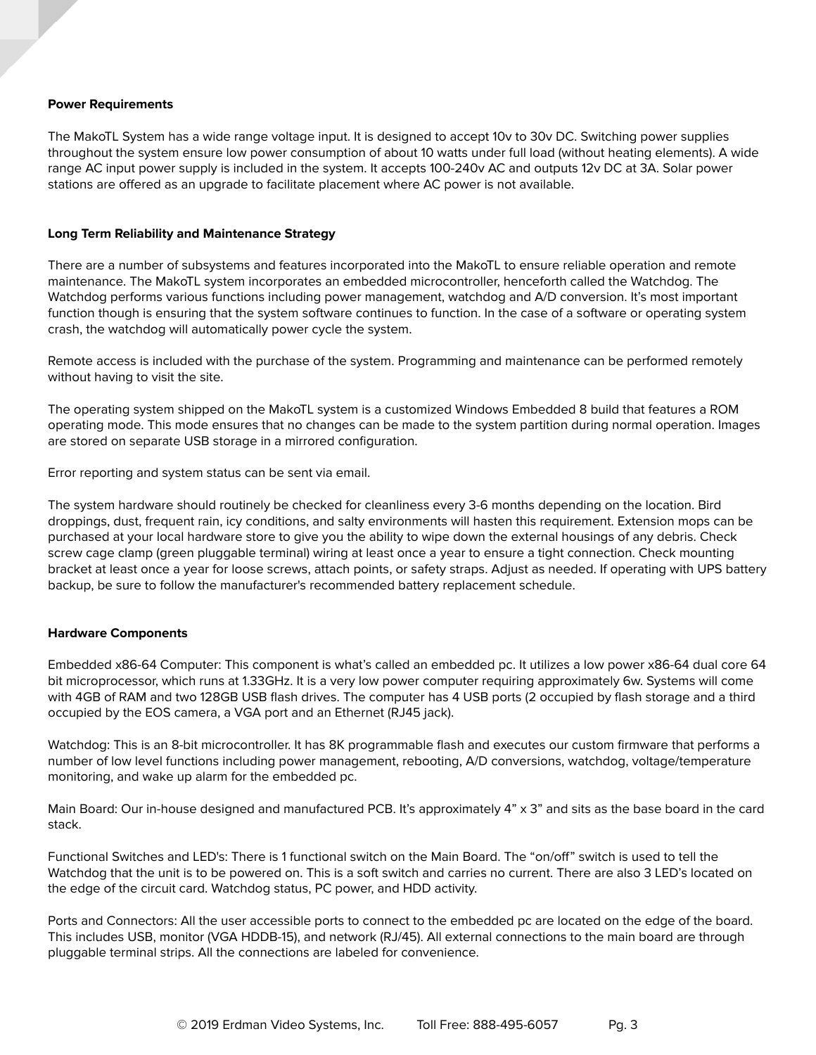**Power Requirements**

The MakoTL System has a wide range voltage input. It is designed to accept 10v to 30v DC. Switching power supplies throughout the system ensure low power consumption of about 10 watts under full load (without heating elements). A wide range AC input power supply is included in the system. It accepts 100-240v AC and outputs 12v DC at 3A. Solar power stations are offered as an upgrade to facilitate placement where AC power is not available.

**Long Term Reliability and Maintenance Strategy**

There are a number of subsystems and features incorporated into the MakoTL to ensure reliable operation and remote maintenance. The MakoTL system incorporates an embedded microcontroller, henceforth called the Watchdog. The Watchdog performs various functions including power management, watchdog and A/D conversion. It's most important function though is ensuring that the system software continues to function. In the case of a software or operating system crash, the watchdog will automatically power cycle the system.

Remote access is included with the purchase of the system. Programming and maintenance can be performed remotely without having to visit the site.

The operating system shipped on the MakoTL system is a customized Windows Embedded 8 build that features a ROM operating mode. This mode ensures that no changes can be made to the system partition during normal operation. Images are stored on separate USB storage in a mirrored configuration.

Error reporting and system status can be sent via email.

The system hardware should routinely be checked for cleanliness every 3-6 months depending on the location. Bird droppings, dust, frequent rain, icy conditions, and salty environments will hasten this requirement. Extension mops can be purchased at your local hardware store to give you the ability to wipe down the external housings of any debris. Check screw cage clamp (green pluggable terminal) wiring at least once a year to ensure a tight connection. Check mounting bracket at least once a year for loose screws, attach points, or safety straps. Adjust as needed. If operating with UPS battery backup, be sure to follow the manufacturer's recommended battery replacement schedule.

**Hardware Components**

Embedded x86-64 Computer: This component is what's called an embedded pc. It utilizes a low power x86-64 dual core 64 bit microprocessor, which runs at 1.33GHz. It is a very low power computer requiring approximately 6w. Systems will come with 4GB of RAM and two 128GB USB flash drives. The computer has 4 USB ports (2 occupied by flash storage and a third occupied by the EOS camera, a VGA port and an Ethernet (RJ45 jack).

Watchdog: This is an 8-bit microcontroller. It has 8K programmable flash and executes our custom firmware that performs a number of low level functions including power management, rebooting, A/D conversions, watchdog, voltage/temperature monitoring, and wake up alarm for the embedded pc.

Main Board: Our in-house designed and manufactured PCB. It's approximately 4" x 3" and sits as the base board in the card stack.

Functional Switches and LED's: There is 1 functional switch on the Main Board. The "on/off" switch is used to tell the Watchdog that the unit is to be powered on. This is a soft switch and carries no current. There are also 3 LED's located on the edge of the circuit card. Watchdog status, PC power, and HDD activity.

Ports and Connectors: All the user accessible ports to connect to the embedded pc are located on the edge of the board. This includes USB, monitor (VGA HDDB-15), and network (RJ/45). All external connections to the main board are through pluggable terminal strips. All the connections are labeled for convenience.

© 2019 Erdman Video Systems, Inc. Toll Free: 888-495-6057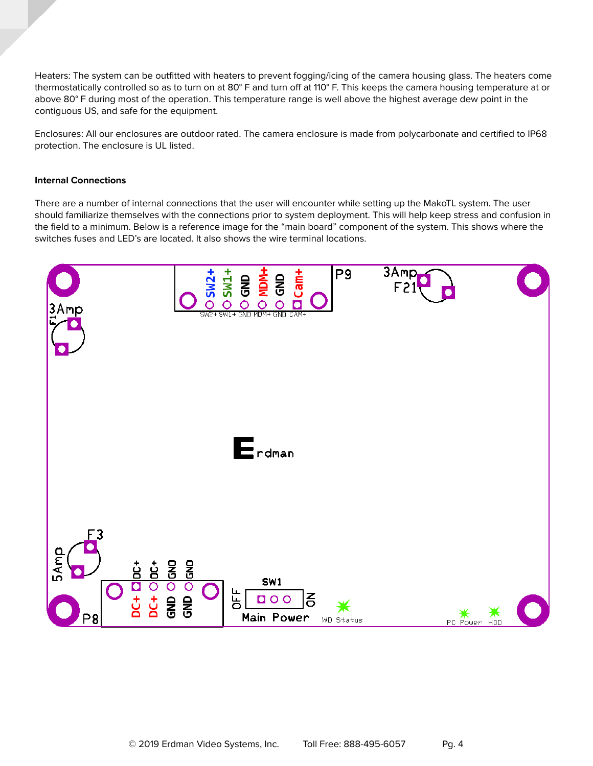Heaters: The system can be outfitted with heaters to prevent fogging/icing of the camera housing glass. The heaters come thermostatically controlled so as to turn on at 80° F and turn off at 110° F. This keeps the camera housing temperature at or above 80° F during most of the operation. This temperature range is well above the highest average dew point in the contiguous US, and safe for the equipment.

Enclosures: All our enclosures are outdoor rated. The camera enclosure is made from polycarbonate and certified to IP68 protection. The enclosure is UL listed.

#### Internal Connections

There are a number of internal connections that the user will encounter while setting up the MakoTL system. The user should familiarize themselves with the connections prior to system deployment. This will help keep stress and confusion in the field to a minimum. Below is a reference image for the "main board" component of the system. This shows where the switches fuses and LED's are located. It also shows the wire terminal locations.

SW2+ SW1+ GND MDM+ GND Cam+

SW2+ SW1+ GND MDM+ GND CAM+

P9

3Amp F21

3Amp F1

Erdman

F3 5Amp

DC+ DC+ GND GND

P8

DC+ DC+ GND GND

SW1

OFF ON

Main Power

WD Status

PC Power HDD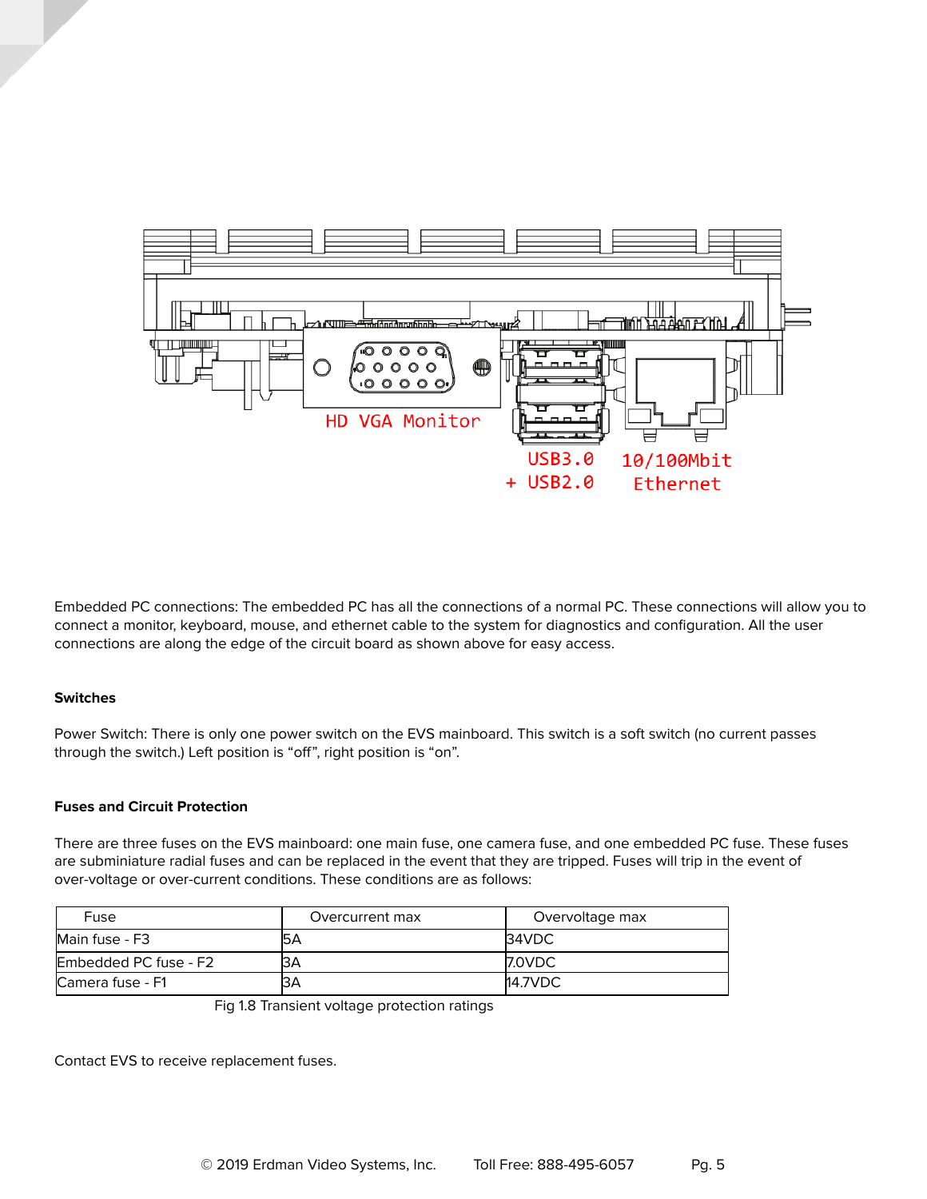HD VGA Monitor

USB3.0
+ USB2.0

10/100Mbit
Ethernet

Embedded PC connections: The embedded PC has all the connections of a normal PC. These connections will allow you to connect a monitor, keyboard, mouse, and ethernet cable to the system for diagnostics and configuration. All the user connections are along the edge of the circuit board as shown above for easy access.

### Switches

Power Switch: There is only one power switch on the EVS mainboard. This switch is a soft switch (no current passes through the switch.) Left position is "off", right position is "on".

### Fuses and Circuit Protection

There are three fuses on the EVS mainboard: one main fuse, one camera fuse, and one embedded PC fuse. These fuses are subminiature radial fuses and can be replaced in the event that they are tripped. Fuses will trip in the event of over-voltage or over-current conditions. These conditions are as follows:

| Fuse | Overcurrent max | Overvoltage max |
|---|---|---|
| Main fuse - F3 | 5A | 34VDC |
| Embedded PC fuse - F2 | 3A | 7.0VDC |
| Camera fuse - F1 | 3A | 14.7VDC |

Fig 1.8 Transient voltage protection ratings

Contact EVS to receive replacement fuses.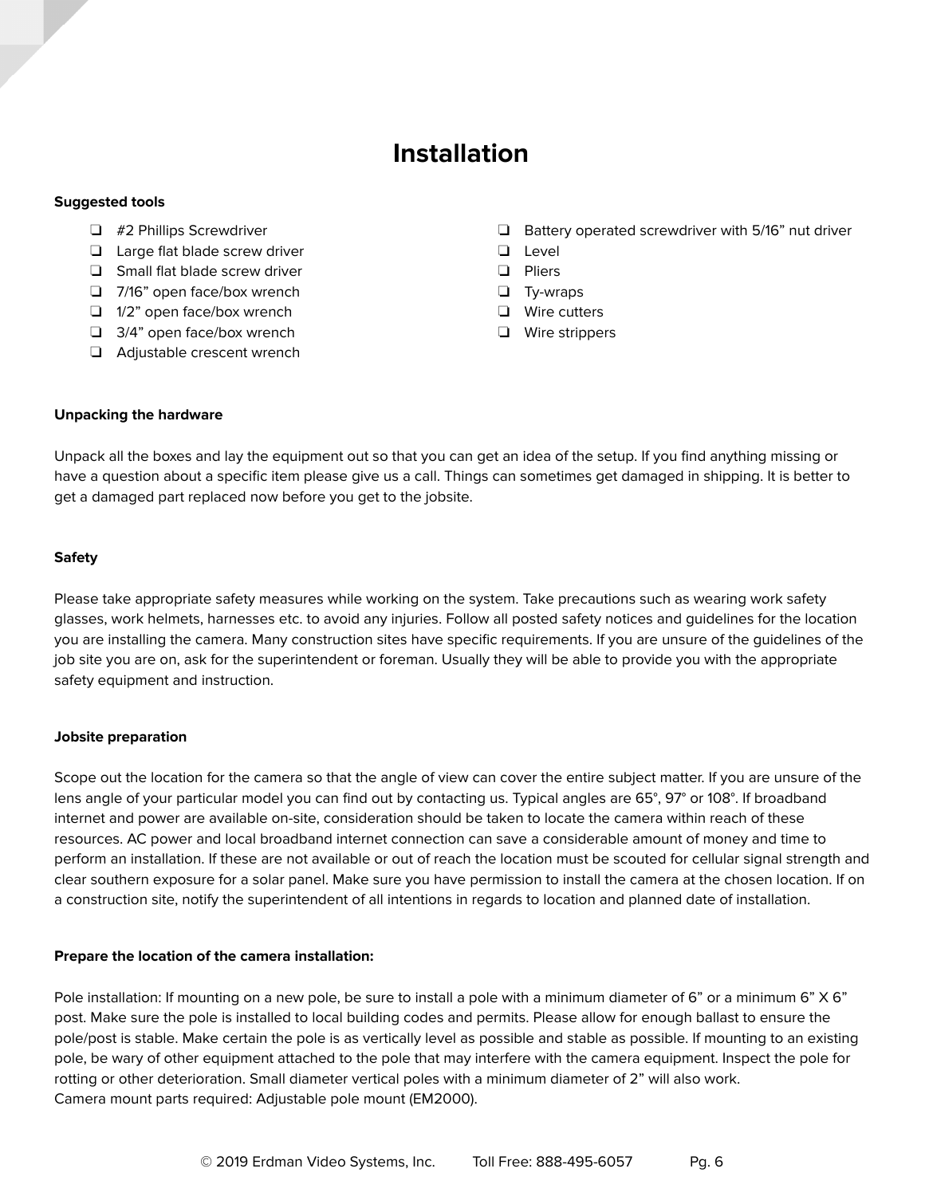# Installation

**Suggested tools**

- ❏ #2 Phillips Screwdriver
- ❏ Large flat blade screw driver
- ❏ Small flat blade screw driver
- ❏ 7/16" open face/box wrench
- ❏ 1/2" open face/box wrench
- ❏ 3/4" open face/box wrench
- ❏ Adjustable crescent wrench
- ❏ Battery operated screwdriver with 5/16" nut driver
- ❏ Level
- ❏ Pliers
- ❏ Ty-wraps
- ❏ Wire cutters
- ❏ Wire strippers

**Unpacking the hardware**

Unpack all the boxes and lay the equipment out so that you can get an idea of the setup. If you find anything missing or have a question about a specific item please give us a call. Things can sometimes get damaged in shipping. It is better to get a damaged part replaced now before you get to the jobsite.

**Safety**

Please take appropriate safety measures while working on the system. Take precautions such as wearing work safety glasses, work helmets, harnesses etc. to avoid any injuries. Follow all posted safety notices and guidelines for the location you are installing the camera. Many construction sites have specific requirements. If you are unsure of the guidelines of the job site you are on, ask for the superintendent or foreman. Usually they will be able to provide you with the appropriate safety equipment and instruction.

**Jobsite preparation**

Scope out the location for the camera so that the angle of view can cover the entire subject matter. If you are unsure of the lens angle of your particular model you can find out by contacting us. Typical angles are 65°, 97° or 108°. If broadband internet and power are available on-site, consideration should be taken to locate the camera within reach of these resources. AC power and local broadband internet connection can save a considerable amount of money and time to perform an installation. If these are not available or out of reach the location must be scouted for cellular signal strength and clear southern exposure for a solar panel. Make sure you have permission to install the camera at the chosen location. If on a construction site, notify the superintendent of all intentions in regards to location and planned date of installation.

**Prepare the location of the camera installation:**

Pole installation: If mounting on a new pole, be sure to install a pole with a minimum diameter of 6" or a minimum 6" X 6" post. Make sure the pole is installed to local building codes and permits. Please allow for enough ballast to ensure the pole/post is stable. Make certain the pole is as vertically level as possible and stable as possible. If mounting to an existing pole, be wary of other equipment attached to the pole that may interfere with the camera equipment. Inspect the pole for rotting or other deterioration. Small diameter vertical poles with a minimum diameter of 2" will also work.
Camera mount parts required: Adjustable pole mount (EM2000).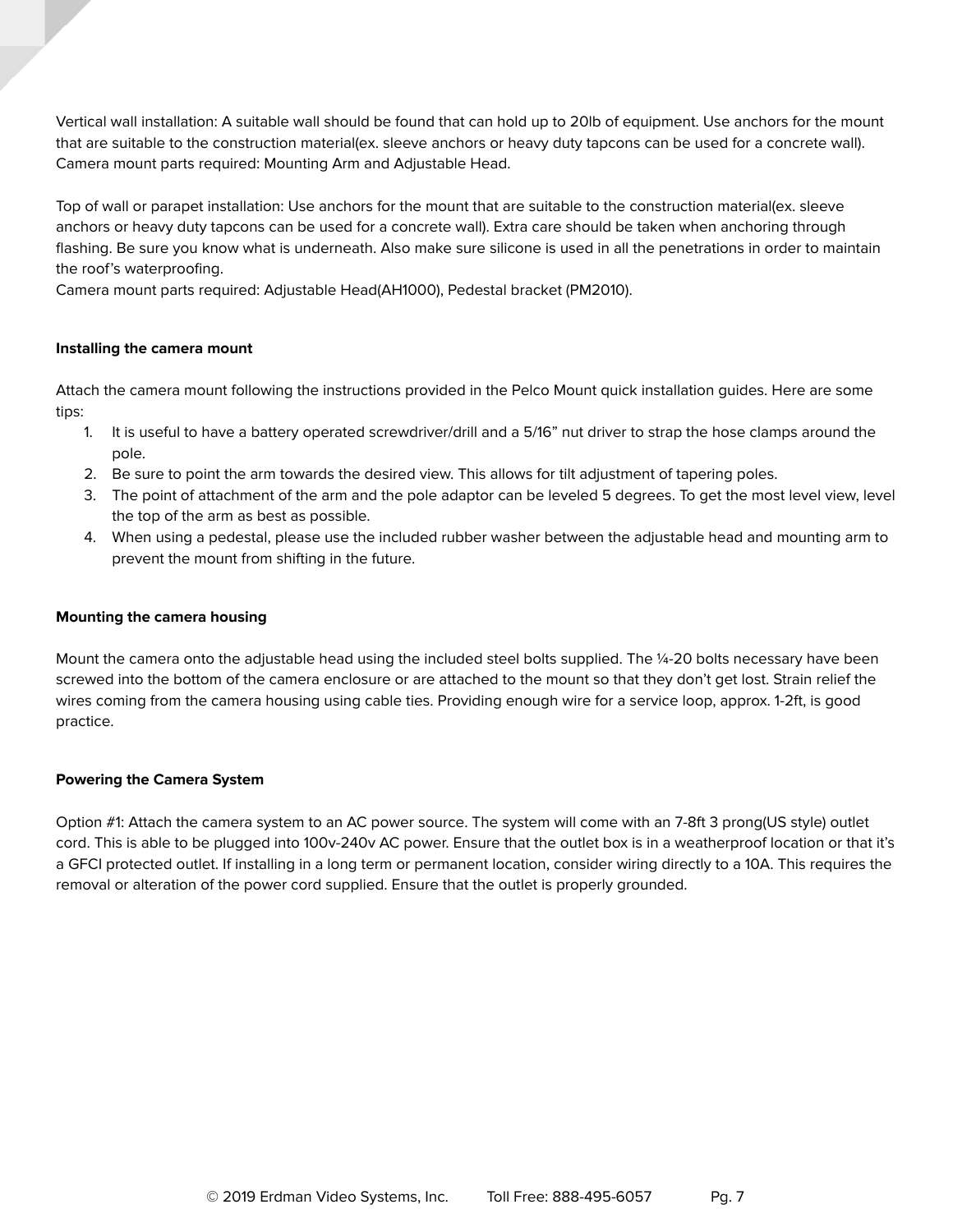Vertical wall installation: A suitable wall should be found that can hold up to 20lb of equipment. Use anchors for the mount that are suitable to the construction material(ex. sleeve anchors or heavy duty tapcons can be used for a concrete wall). Camera mount parts required: Mounting Arm and Adjustable Head.

Top of wall or parapet installation: Use anchors for the mount that are suitable to the construction material(ex. sleeve anchors or heavy duty tapcons can be used for a concrete wall). Extra care should be taken when anchoring through flashing. Be sure you know what is underneath. Also make sure silicone is used in all the penetrations in order to maintain the roof's waterproofing.
Camera mount parts required: Adjustable Head(AH1000), Pedestal bracket (PM2010).

**Installing the camera mount**

Attach the camera mount following the instructions provided in the Pelco Mount quick installation guides. Here are some tips:

1. It is useful to have a battery operated screwdriver/drill and a 5/16" nut driver to strap the hose clamps around the pole.
2. Be sure to point the arm towards the desired view. This allows for tilt adjustment of tapering poles.
3. The point of attachment of the arm and the pole adaptor can be leveled 5 degrees. To get the most level view, level the top of the arm as best as possible.
4. When using a pedestal, please use the included rubber washer between the adjustable head and mounting arm to prevent the mount from shifting in the future.

**Mounting the camera housing**

Mount the camera onto the adjustable head using the included steel bolts supplied. The ¼-20 bolts necessary have been screwed into the bottom of the camera enclosure or are attached to the mount so that they don't get lost. Strain relief the wires coming from the camera housing using cable ties. Providing enough wire for a service loop, approx. 1-2ft, is good practice.

**Powering the Camera System**

Option #1: Attach the camera system to an AC power source. The system will come with an 7-8ft 3 prong(US style) outlet cord. This is able to be plugged into 100v-240v AC power. Ensure that the outlet box is in a weatherproof location or that it's a GFCI protected outlet. If installing in a long term or permanent location, consider wiring directly to a 10A. This requires the removal or alteration of the power cord supplied. Ensure that the outlet is properly grounded.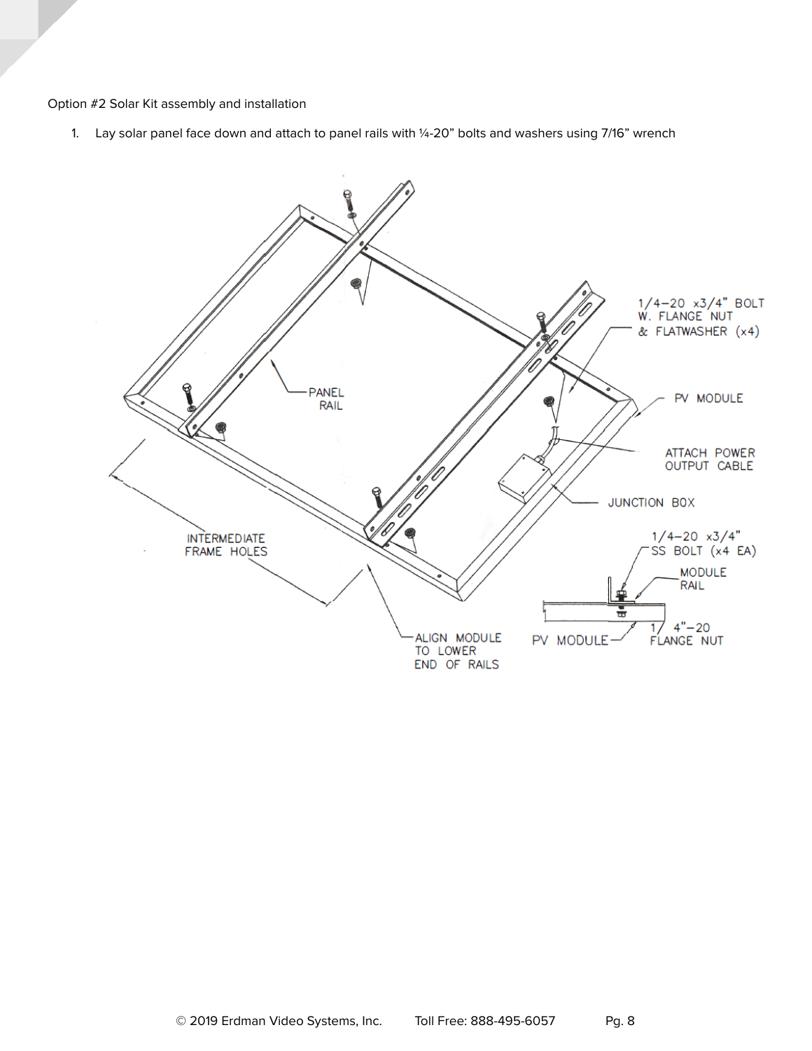Option #2 Solar Kit assembly and installation

1. Lay solar panel face down and attach to panel rails with ¼-20" bolts and washers using 7/16" wrench

1/4-20 x3/4" BOLT W. FLANGE NUT & FLATWASHER (x4)

PANEL RAIL

PV MODULE

ATTACH POWER OUTPUT CABLE

JUNCTION BOX

INTERMEDIATE FRAME HOLES

1/4-20 x3/4" SS BOLT (x4 EA)

MODULE RAIL

ALIGN MODULE TO LOWER END OF RAILS

PV MODULE

1/4"-20 FLANGE NUT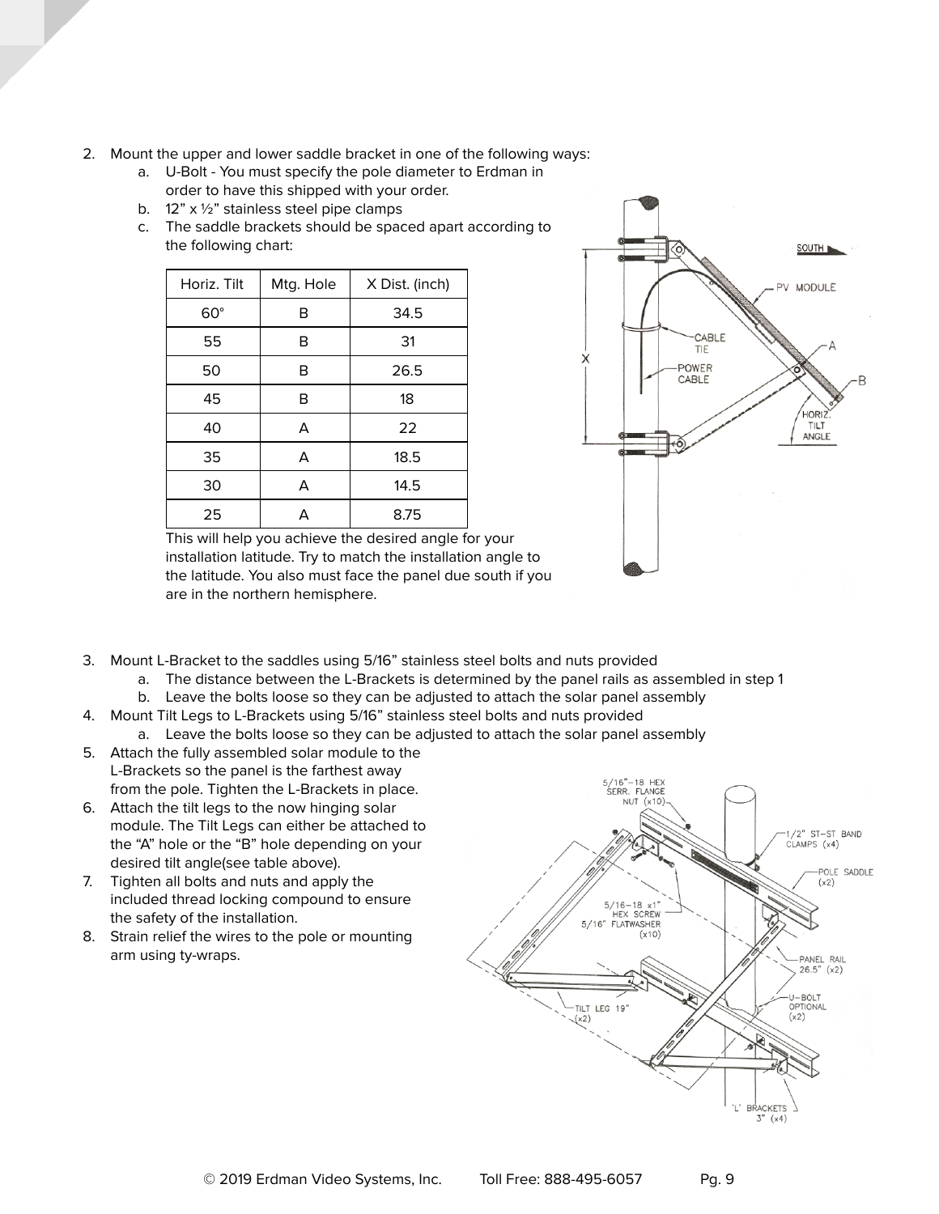2. Mount the upper and lower saddle bracket in one of the following ways:
    a. U-Bolt - You must specify the pole diameter to Erdman in order to have this shipped with your order.
    b. 12” x ½” stainless steel pipe clamps
    c. The saddle brackets should be spaced apart according to the following chart:

| Horiz. Tilt | Mtg. Hole | X Dist. (inch) |
|---|---|---|
| 60° | B | 34.5 |
| 55 | B | 31 |
| 50 | B | 26.5 |
| 45 | B | 18 |
| 40 | A | 22 |
| 35 | A | 18.5 |
| 30 | A | 14.5 |
| 25 | A | 8.75 |

This will help you achieve the desired angle for your installation latitude. Try to match the installation angle to the latitude. You also must face the panel due south if you are in the northern hemisphere.

SOUTH
PV MODULE
CABLE TIE
POWER CABLE
X
A
B
HORIZ. TILT ANGLE

3. Mount L-Bracket to the saddles using 5/16” stainless steel bolts and nuts provided
    a. The distance between the L-Brackets is determined by the panel rails as assembled in step 1
    b. Leave the bolts loose so they can be adjusted to attach the solar panel assembly
4. Mount Tilt Legs to L-Brackets using 5/16” stainless steel bolts and nuts provided
    a. Leave the bolts loose so they can be adjusted to attach the solar panel assembly
5. Attach the fully assembled solar module to the L-Brackets so the panel is the farthest away from the pole. Tighten the L-Brackets in place.
6. Attach the tilt legs to the now hinging solar module. The Tilt Legs can either be attached to the “A” hole or the “B” hole depending on your desired tilt angle(see table above).
7. Tighten all bolts and nuts and apply the included thread locking compound to ensure the safety of the installation.
8. Strain relief the wires to the pole or mounting arm using ty-wraps.

5/16”–18 HEX SERR. FLANGE NUT (x10)
1/2" ST–ST BAND CLAMPS (x4)
POLE SADDLE (x2)
5/16–18 x1” HEX SCREW
5/16” FLATWASHER (x10)
PANEL RAIL 26.5” (x2)
U–BOLT OPTIONAL (x2)
TILT LEG 19” (x2)
'L' BRACKETS 3” (x4)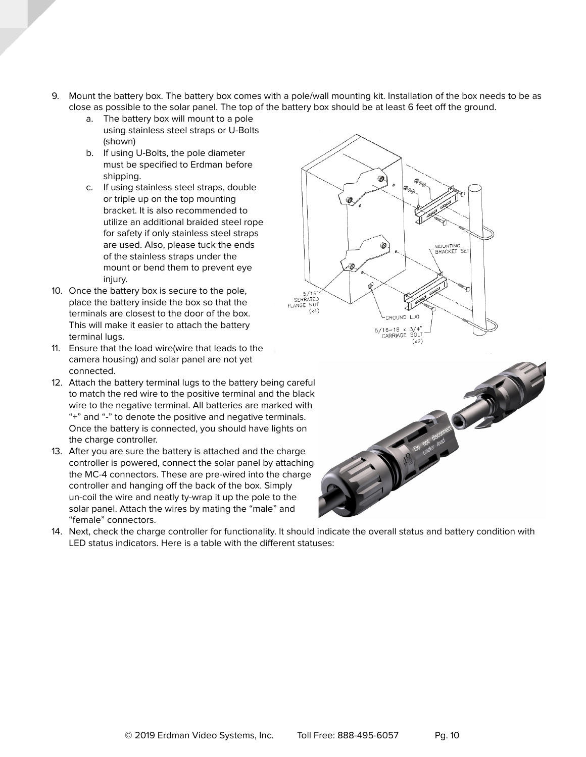9. Mount the battery box. The battery box comes with a pole/wall mounting kit. Installation of the box needs to be as close as possible to the solar panel. The top of the battery box should be at least 6 feet off the ground.
    a. The battery box will mount to a pole using stainless steel straps or U-Bolts (shown)
    b. If using U-Bolts, the pole diameter must be specified to Erdman before shipping.
    c. If using stainless steel straps, double or triple up on the top mounting bracket. It is also recommended to utilize an additional braided steel rope for safety if only stainless steel straps are used. Also, please tuck the ends of the stainless straps under the mount or bend them to prevent eye injury.
10. Once the battery box is secure to the pole, place the battery inside the box so that the terminals are closest to the door of the box. This will make it easier to attach the battery terminal lugs.
11. Ensure that the load wire(wire that leads to the camera housing) and solar panel are not yet connected.
12. Attach the battery terminal lugs to the battery being careful to match the red wire to the positive terminal and the black wire to the negative terminal. All batteries are marked with "+" and "-" to denote the positive and negative terminals. Once the battery is connected, you should have lights on the charge controller.
13. After you are sure the battery is attached and the charge controller is powered, connect the solar panel by attaching the MC-4 connectors. These are pre-wired into the charge controller and hanging off the back of the box. Simply un-coil the wire and neatly ty-wrap it up the pole to the solar panel. Attach the wires by mating the "male" and "female" connectors.
14. Next, check the charge controller for functionality. It should indicate the overall status and battery condition with LED status indicators. Here is a table with the different statuses: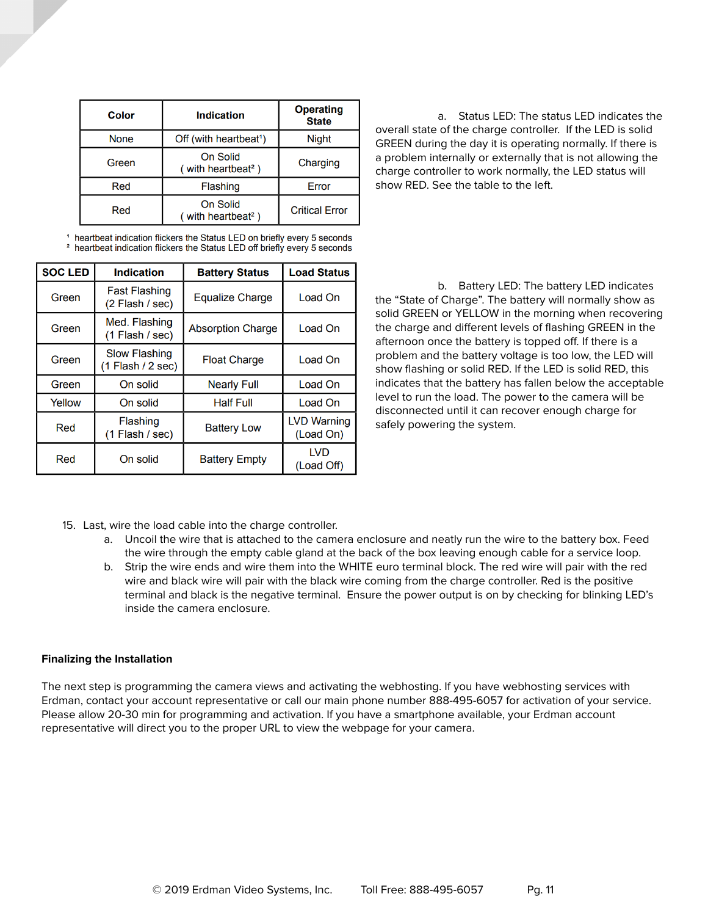| Color | Indication | Operating State |
|---|---|---|
| None | Off (with heartbeat[1]) | Night |
| Green | On Solid ( with heartbeat[2] ) | Charging |
| Red | Flashing | Error |
| Red | On Solid ( with heartbeat[2] ) | Critical Error |

[1] heartbeat indication flickers the Status LED on briefly every 5 seconds
[2] heartbeat indication flickers the Status LED off briefly every 5 seconds

a. Status LED: The status LED indicates the overall state of the charge controller. If the LED is solid GREEN during the day it is operating normally. If there is a problem internally or externally that is not allowing the charge controller to work normally, the LED status will show RED. See the table to the left.

| SOC LED | Indication | Battery Status | Load Status |
|---|---|---|---|
| Green | Fast Flashing (2 Flash / sec) | Equalize Charge | Load On |
| Green | Med. Flashing (1 Flash / sec) | Absorption Charge | Load On |
| Green | Slow Flashing (1 Flash / 2 sec) | Float Charge | Load On |
| Green | On solid | Nearly Full | Load On |
| Yellow | On solid | Half Full | Load On |
| Red | Flashing (1 Flash / sec) | Battery Low | LVD Warning (Load On) |
| Red | On solid | Battery Empty | LVD (Load Off) |

b. Battery LED: The battery LED indicates the “State of Charge”. The battery will normally show as solid GREEN or YELLOW in the morning when recovering the charge and different levels of flashing GREEN in the afternoon once the battery is topped off. If there is a problem and the battery voltage is too low, the LED will show flashing or solid RED. If the LED is solid RED, this indicates that the battery has fallen below the acceptable level to run the load. The power to the camera will be disconnected until it can recover enough charge for safely powering the system.

15. Last, wire the load cable into the charge controller.
    a. Uncoil the wire that is attached to the camera enclosure and neatly run the wire to the battery box. Feed the wire through the empty cable gland at the back of the box leaving enough cable for a service loop.
    b. Strip the wire ends and wire them into the WHITE euro terminal block. The red wire will pair with the red wire and black wire will pair with the black wire coming from the charge controller. Red is the positive terminal and black is the negative terminal. Ensure the power output is on by checking for blinking LED’s inside the camera enclosure.

**Finalizing the Installation**

The next step is programming the camera views and activating the webhosting. If you have webhosting services with Erdman, contact your account representative or call our main phone number 888-495-6057 for activation of your service. Please allow 20-30 min for programming and activation. If you have a smartphone available, your Erdman account representative will direct you to the proper URL to view the webpage for your camera.